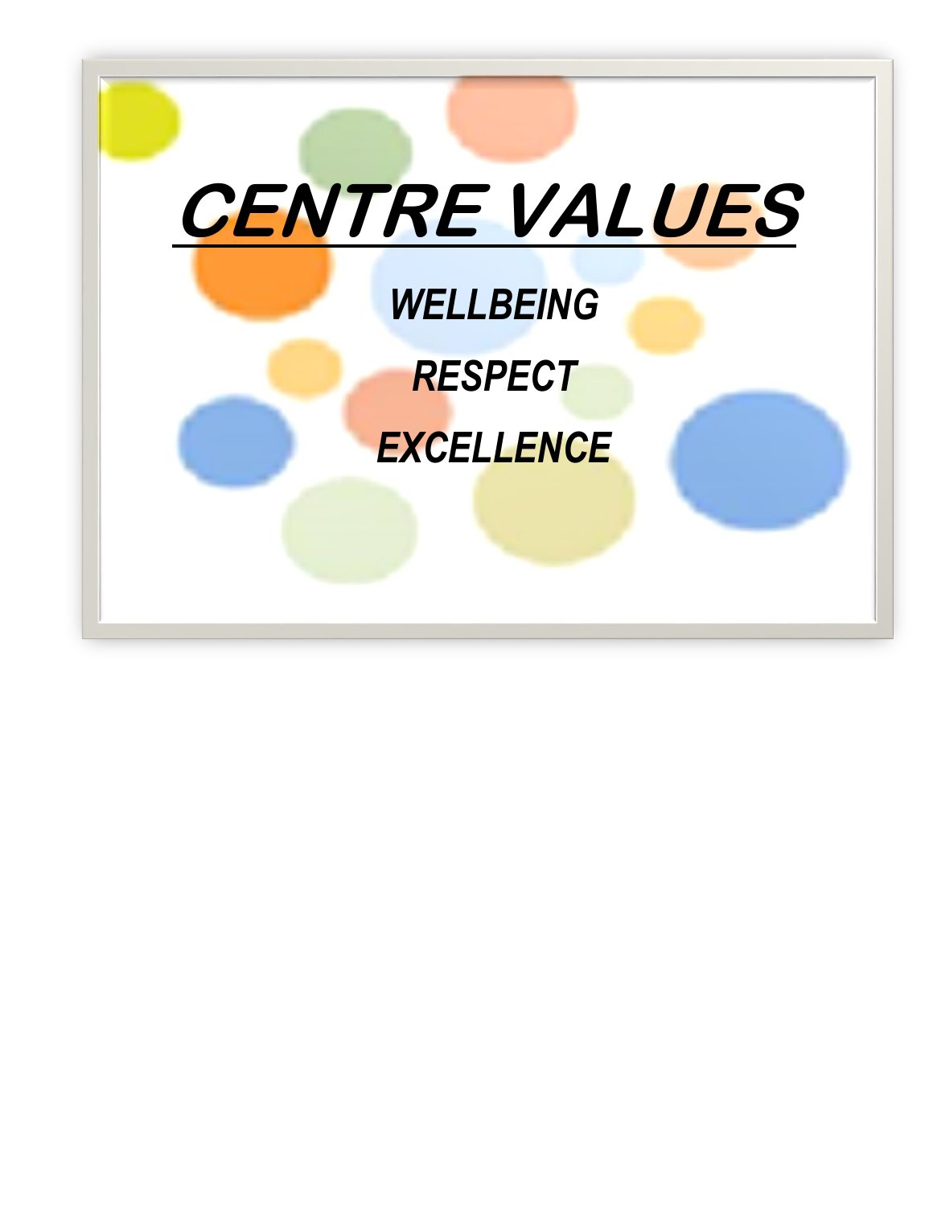# ***CENTRE VALUES***

***WELLBEING***

***RESPECT***

***EXCELLENCE***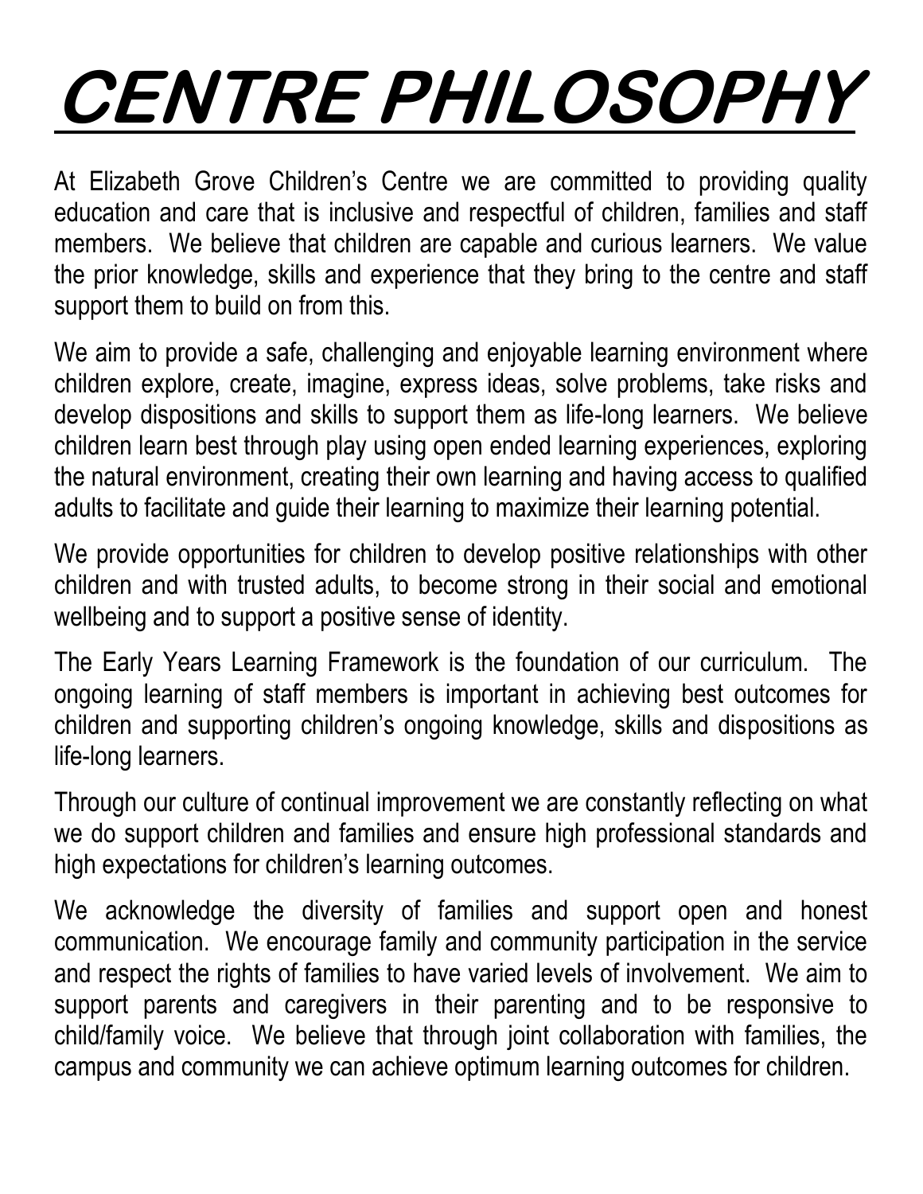# CENTRE PHILOSOPHY

At Elizabeth Grove Children's Centre we are committed to providing quality education and care that is inclusive and respectful of children, families and staff members. We believe that children are capable and curious learners. We value the prior knowledge, skills and experience that they bring to the centre and staff support them to build on from this.

We aim to provide a safe, challenging and enjoyable learning environment where children explore, create, imagine, express ideas, solve problems, take risks and develop dispositions and skills to support them as life-long learners. We believe children learn best through play using open ended learning experiences, exploring the natural environment, creating their own learning and having access to qualified adults to facilitate and guide their learning to maximize their learning potential.

We provide opportunities for children to develop positive relationships with other children and with trusted adults, to become strong in their social and emotional wellbeing and to support a positive sense of identity.

The Early Years Learning Framework is the foundation of our curriculum. The ongoing learning of staff members is important in achieving best outcomes for children and supporting children's ongoing knowledge, skills and dispositions as life-long learners.

Through our culture of continual improvement we are constantly reflecting on what we do support children and families and ensure high professional standards and high expectations for children's learning outcomes.

We acknowledge the diversity of families and support open and honest communication. We encourage family and community participation in the service and respect the rights of families to have varied levels of involvement. We aim to support parents and caregivers in their parenting and to be responsive to child/family voice. We believe that through joint collaboration with families, the campus and community we can achieve optimum learning outcomes for children.